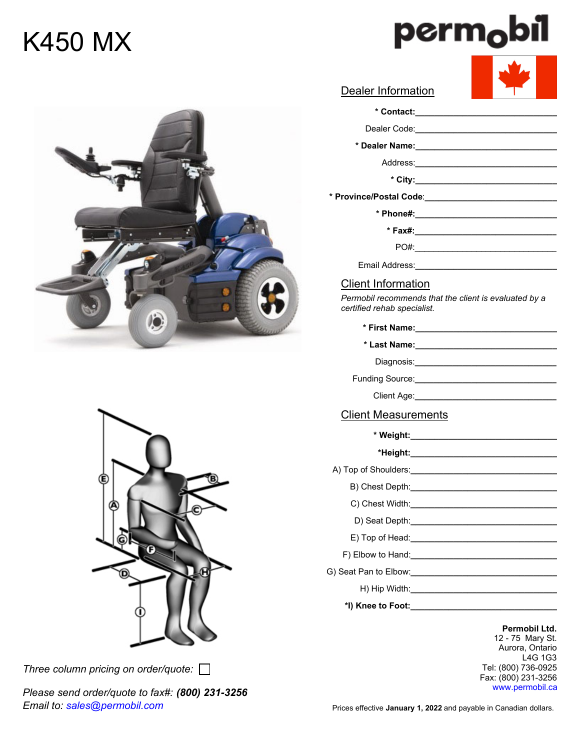# K450 MX

permobil

## Dealer Information

**\* Contact:** ______________________________

Dealer Code: ______________________________

**\* Dealer Name:** ______________________________

Address: ______________________________

**\* City:** ______________________________

**\* Province/Postal Code:** ______________________________

**\* Phone#:** ______________________________

**\* Fax#:** ______________________________

PO#: ______________________________

Email Address: ______________________________

## Client Information

*Permobil recommends that the client is evaluated by a certified rehab specialist.*

**\* First Name:** ______________________________

**\* Last Name:** ______________________________

Diagnosis: ______________________________

Funding Source: ______________________________

Client Age: ______________________________

## Client Measurements

**\* Weight:** ______________________________

**\*Height:** ______________________________

A) Top of Shoulders: ______________________________

B) Chest Depth: ______________________________

C) Chest Width: ______________________________

D) Seat Depth: ______________________________

E) Top of Head: ______________________________

F) Elbow to Hand: ______________________________

G) Seat Pan to Elbow: ______________________________

H) Hip Width: ______________________________

**\*I) Knee to Foot:** ______________________________

*Three column pricing on order/quote:* ☐

*Please send order/quote to fax#:* ***(800) 231-3256***
*Email to:* *sales@permobil.com*

**Permobil Ltd.**
12 - 75 Mary St.
Aurora, Ontario
L4G 1G3
Tel: (800) 736-0925
Fax: (800) 231-3256
www.permobil.ca

Prices effective **January 1, 2022** and payable in Canadian dollars.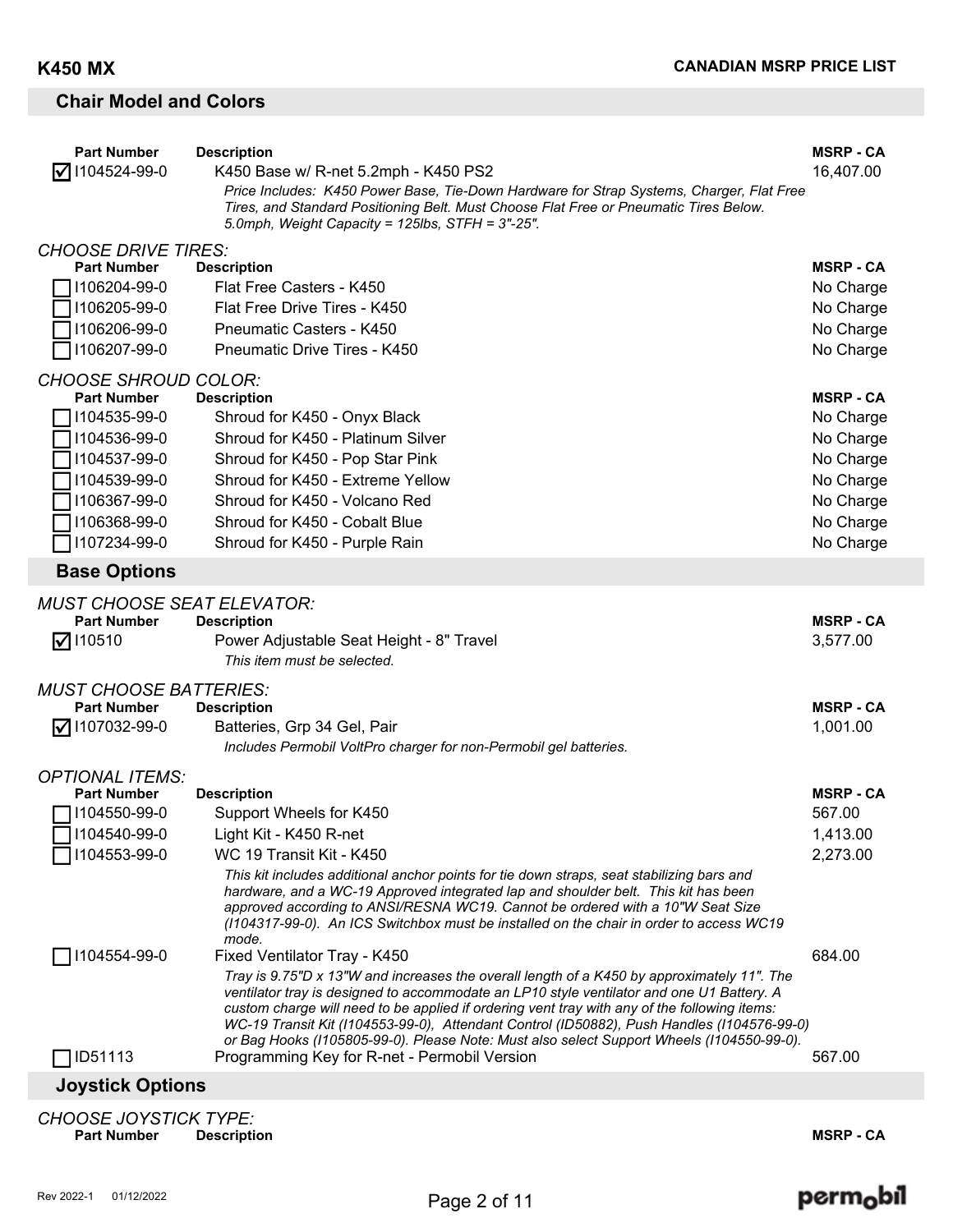## Chair Model and Colors

| | Part Number | Description | MSRP - CA |
|---|---|---|---|
| ☑ | I104524-99-0 | K450 Base w/ R-net 5.2mph - K450 PS2<br>*Price Includes: K450 Power Base, Tie-Down Hardware for Strap Systems, Charger, Flat Free Tires, and Standard Positioning Belt. Must Choose Flat Free or Pneumatic Tires Below. 5.0mph, Weight Capacity = 125lbs, STFH = 3"-25".* | 16,407.00 |

*CHOOSE DRIVE TIRES:*

| | Part Number | Description | MSRP - CA |
|---|---|---|---|
| ☐ | I106204-99-0 | Flat Free Casters - K450 | No Charge |
| ☐ | I106205-99-0 | Flat Free Drive Tires - K450 | No Charge |
| ☐ | I106206-99-0 | Pneumatic Casters - K450 | No Charge |
| ☐ | I106207-99-0 | Pneumatic Drive Tires - K450 | No Charge |

*CHOOSE SHROUD COLOR:*

| | Part Number | Description | MSRP - CA |
|---|---|---|---|
| ☐ | I104535-99-0 | Shroud for K450 - Onyx Black | No Charge |
| ☐ | I104536-99-0 | Shroud for K450 - Platinum Silver | No Charge |
| ☐ | I104537-99-0 | Shroud for K450 - Pop Star Pink | No Charge |
| ☐ | I104539-99-0 | Shroud for K450 - Extreme Yellow | No Charge |
| ☐ | I106367-99-0 | Shroud for K450 - Volcano Red | No Charge |
| ☐ | I106368-99-0 | Shroud for K450 - Cobalt Blue | No Charge |
| ☐ | I107234-99-0 | Shroud for K450 - Purple Rain | No Charge |

## Base Options

*MUST CHOOSE SEAT ELEVATOR:*

| | Part Number | Description | MSRP - CA |
|---|---|---|---|
| ☑ | I10510 | Power Adjustable Seat Height - 8" Travel<br>*This item must be selected.* | 3,577.00 |

*MUST CHOOSE BATTERIES:*

| | Part Number | Description | MSRP - CA |
|---|---|---|---|
| ☑ | I107032-99-0 | Batteries, Grp 34 Gel, Pair<br>*Includes Permobil VoltPro charger for non-Permobil gel batteries.* | 1,001.00 |

*OPTIONAL ITEMS:*

| | Part Number | Description | MSRP - CA |
|---|---|---|---|
| ☐ | I104550-99-0 | Support Wheels for K450 | 567.00 |
| ☐ | I104540-99-0 | Light Kit - K450 R-net | 1,413.00 |
| ☐ | I104553-99-0 | WC 19 Transit Kit - K450<br>*This kit includes additional anchor points for tie down straps, seat stabilizing bars and hardware, and a WC-19 Approved integrated lap and shoulder belt. This kit has been approved according to ANSI/RESNA WC19. Cannot be ordered with a 10"W Seat Size (I104317-99-0). An ICS Switchbox must be installed on the chair in order to access WC19 mode.* | 2,273.00 |
| ☐ | I104554-99-0 | Fixed Ventilator Tray - K450<br>*Tray is 9.75"D x 13"W and increases the overall length of a K450 by approximately 11". The ventilator tray is designed to accommodate an LP10 style ventilator and one U1 Battery. A custom charge will need to be applied if ordering vent tray with any of the following items: WC-19 Transit Kit (I104553-99-0), Attendant Control (ID50882), Push Handles (I104576-99-0) or Bag Hooks (I105805-99-0). Please Note: Must also select Support Wheels (I104550-99-0).* | 684.00 |
| ☐ | ID51113 | Programming Key for R-net - Permobil Version | 567.00 |

## Joystick Options

*CHOOSE JOYSTICK TYPE:*

| Part Number | Description | MSRP - CA |
|---|---|---|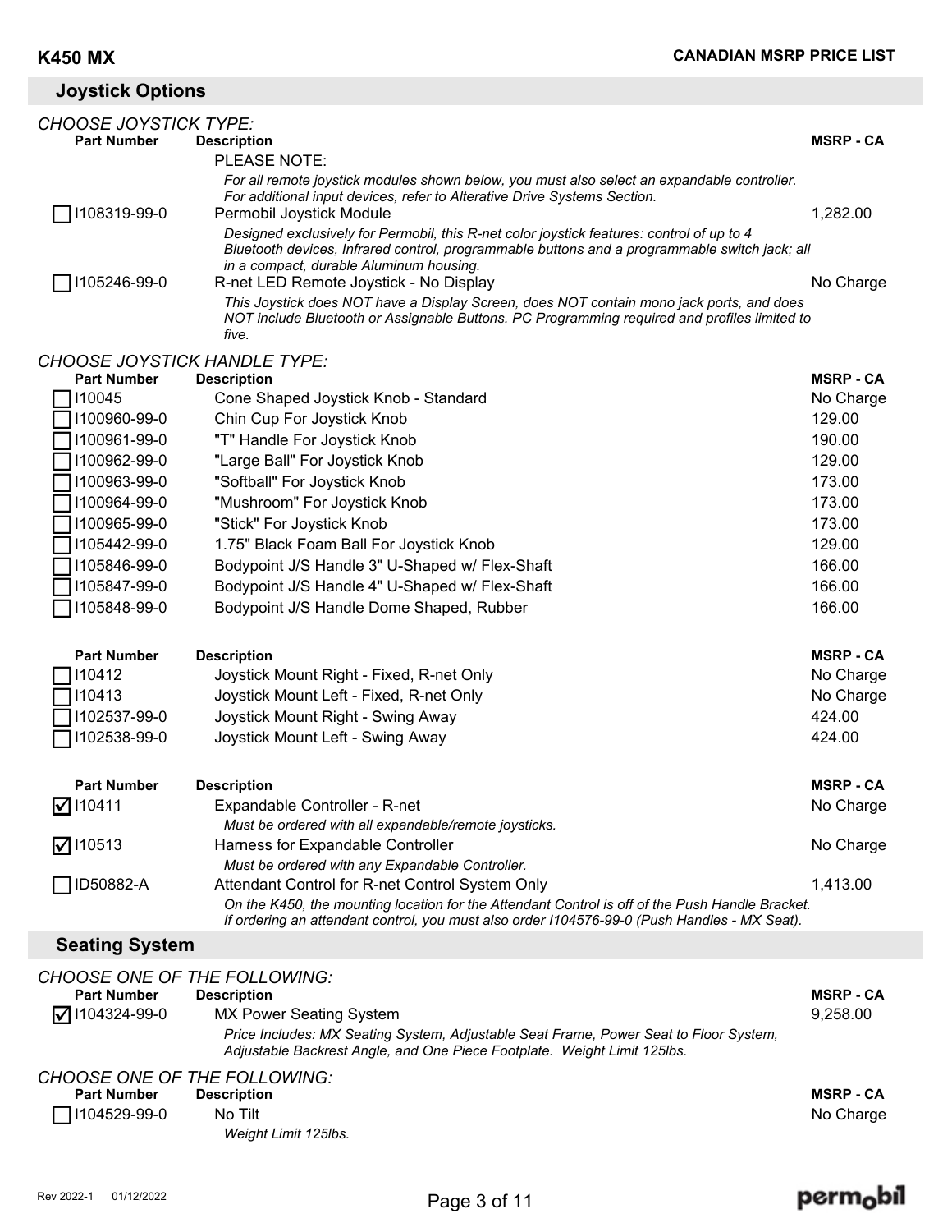## Joystick Options

*CHOOSE JOYSTICK TYPE:*

| Part Number | Description | MSRP - CA |
|---|---|---|
| | PLEASE NOTE: *For all remote joystick modules shown below, you must also select an expandable controller. For additional input devices, refer to Alterative Drive Systems Section.* | |
| ☐ I108319-99-0 | Permobil Joystick Module *Designed exclusively for Permobil, this R-net color joystick features: control of up to 4 Bluetooth devices, Infrared control, programmable buttons and a programmable switch jack; all in a compact, durable Aluminum housing.* | 1,282.00 |
| ☐ I105246-99-0 | R-net LED Remote Joystick - No Display *This Joystick does NOT have a Display Screen, does NOT contain mono jack ports, and does NOT include Bluetooth or Assignable Buttons. PC Programming required and profiles limited to five.* | No Charge |

*CHOOSE JOYSTICK HANDLE TYPE:*

| Part Number | Description | MSRP - CA |
|---|---|---|
| ☐ I10045 | Cone Shaped Joystick Knob - Standard | No Charge |
| ☐ I100960-99-0 | Chin Cup For Joystick Knob | 129.00 |
| ☐ I100961-99-0 | "T" Handle For Joystick Knob | 190.00 |
| ☐ I100962-99-0 | "Large Ball" For Joystick Knob | 129.00 |
| ☐ I100963-99-0 | "Softball" For Joystick Knob | 173.00 |
| ☐ I100964-99-0 | "Mushroom" For Joystick Knob | 173.00 |
| ☐ I100965-99-0 | "Stick" For Joystick Knob | 173.00 |
| ☐ I105442-99-0 | 1.75" Black Foam Ball For Joystick Knob | 129.00 |
| ☐ I105846-99-0 | Bodypoint J/S Handle 3" U-Shaped w/ Flex-Shaft | 166.00 |
| ☐ I105847-99-0 | Bodypoint J/S Handle 4" U-Shaped w/ Flex-Shaft | 166.00 |
| ☐ I105848-99-0 | Bodypoint J/S Handle Dome Shaped, Rubber | 166.00 |

| Part Number | Description | MSRP - CA |
|---|---|---|
| ☐ I10412 | Joystick Mount Right - Fixed, R-net Only | No Charge |
| ☐ I10413 | Joystick Mount Left - Fixed, R-net Only | No Charge |
| ☐ I102537-99-0 | Joystick Mount Right - Swing Away | 424.00 |
| ☐ I102538-99-0 | Joystick Mount Left - Swing Away | 424.00 |

| Part Number | Description | MSRP - CA |
|---|---|---|
| ☑ I10411 | Expandable Controller - R-net *Must be ordered with all expandable/remote joysticks.* | No Charge |
| ☑ I10513 | Harness for Expandable Controller *Must be ordered with any Expandable Controller.* | No Charge |
| ☐ ID50882-A | Attendant Control for R-net Control System Only *On the K450, the mounting location for the Attendant Control is off of the Push Handle Bracket. If ordering an attendant control, you must also order I104576-99-0 (Push Handles - MX Seat).* | 1,413.00 |

## Seating System

*CHOOSE ONE OF THE FOLLOWING:*

| Part Number | Description | MSRP - CA |
|---|---|---|
| ☑ I104324-99-0 | MX Power Seating System *Price Includes: MX Seating System, Adjustable Seat Frame, Power Seat to Floor System, Adjustable Backrest Angle, and One Piece Footplate. Weight Limit 125lbs.* | 9,258.00 |

*CHOOSE ONE OF THE FOLLOWING:*

| Part Number | Description | MSRP - CA |
|---|---|---|
| ☐ I104529-99-0 | No Tilt *Weight Limit 125lbs.* | No Charge |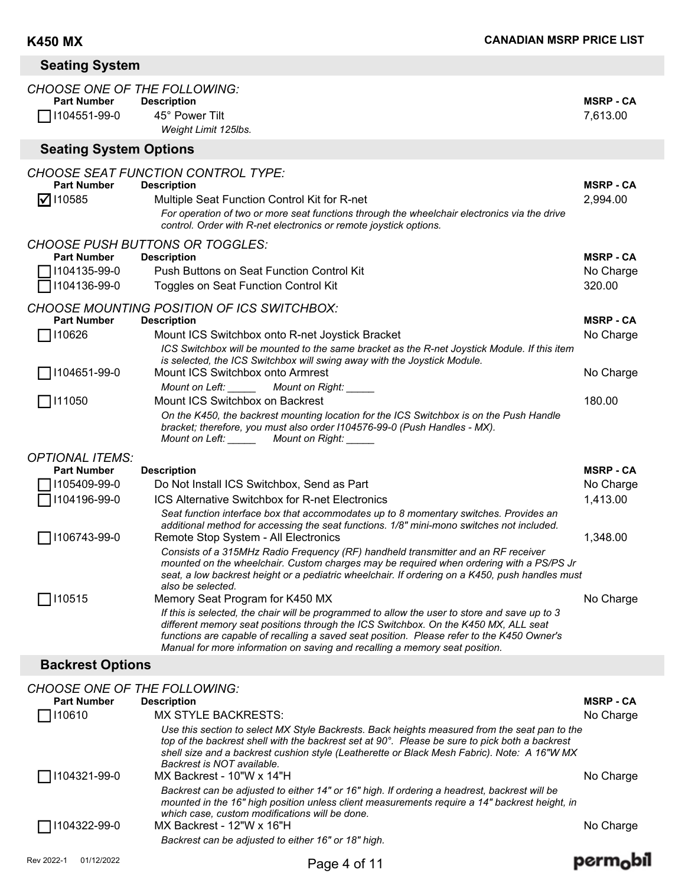## Seating System

*CHOOSE ONE OF THE FOLLOWING:*

| Part Number | Description | MSRP - CA |
|---|---|---|
| ☐ I104551-99-0 | 45° Power Tilt<br>*Weight Limit 125lbs.* | 7,613.00 |

## Seating System Options

*CHOOSE SEAT FUNCTION CONTROL TYPE:*

| Part Number | Description | MSRP - CA |
|---|---|---|
| ☑ I10585 | Multiple Seat Function Control Kit for R-net<br>*For operation of two or more seat functions through the wheelchair electronics via the drive control. Order with R-net electronics or remote joystick options.* | 2,994.00 |

*CHOOSE PUSH BUTTONS OR TOGGLES:*

| Part Number | Description | MSRP - CA |
|---|---|---|
| ☐ I104135-99-0 | Push Buttons on Seat Function Control Kit | No Charge |
| ☐ I104136-99-0 | Toggles on Seat Function Control Kit | 320.00 |

*CHOOSE MOUNTING POSITION OF ICS SWITCHBOX:*

| Part Number | Description | MSRP - CA |
|---|---|---|
| ☐ I10626 | Mount ICS Switchbox onto R-net Joystick Bracket<br>*ICS Switchbox will be mounted to the same bracket as the R-net Joystick Module. If this item is selected, the ICS Switchbox will swing away with the Joystick Module.* | No Charge |
| ☐ I104651-99-0 | Mount ICS Switchbox onto Armrest<br>*Mount on Left: _____ Mount on Right: _____* | No Charge |
| ☐ I11050 | Mount ICS Switchbox on Backrest<br>*On the K450, the backrest mounting location for the ICS Switchbox is on the Push Handle bracket; therefore, you must also order I104576-99-0 (Push Handles - MX).*<br>*Mount on Left: _____ Mount on Right: _____* | 180.00 |

*OPTIONAL ITEMS:*

| Part Number | Description | MSRP - CA |
|---|---|---|
| ☐ I105409-99-0 | Do Not Install ICS Switchbox, Send as Part | No Charge |
| ☐ I104196-99-0 | ICS Alternative Switchbox for R-net Electronics<br>*Seat function interface box that accommodates up to 8 momentary switches. Provides an additional method for accessing the seat functions. 1/8" mini-mono switches not included.* | 1,413.00 |
| ☐ I106743-99-0 | Remote Stop System - All Electronics<br>*Consists of a 315MHz Radio Frequency (RF) handheld transmitter and an RF receiver mounted on the wheelchair. Custom charges may be required when ordering with a PS/PS Jr seat, a low backrest height or a pediatric wheelchair. If ordering on a K450, push handles must also be selected.* | 1,348.00 |
| ☐ I10515 | Memory Seat Program for K450 MX<br>*If this is selected, the chair will be programmed to allow the user to store and save up to 3 different memory seat positions through the ICS Switchbox. On the K450 MX, ALL seat functions are capable of recalling a saved seat position. Please refer to the K450 Owner's Manual for more information on saving and recalling a memory seat position.* | No Charge |

## Backrest Options

*CHOOSE ONE OF THE FOLLOWING:*

| Part Number | Description | MSRP - CA |
|---|---|---|
| ☐ I10610 | MX STYLE BACKRESTS:<br>*Use this section to select MX Style Backrests. Back heights measured from the seat pan to the top of the backrest shell with the backrest set at 90°. Please be sure to pick both a backrest shell size and a backrest cushion style (Leatherette or Black Mesh Fabric). Note: A 16"W MX Backrest is NOT available.* | No Charge |
| ☐ I104321-99-0 | MX Backrest - 10"W x 14"H<br>*Backrest can be adjusted to either 14" or 16" high. If ordering a headrest, backrest will be mounted in the 16" high position unless client measurements require a 14" backrest height, in which case, custom modifications will be done.* | No Charge |
| ☐ I104322-99-0 | MX Backrest - 12"W x 16"H<br>*Backrest can be adjusted to either 16" or 18" high.* | No Charge |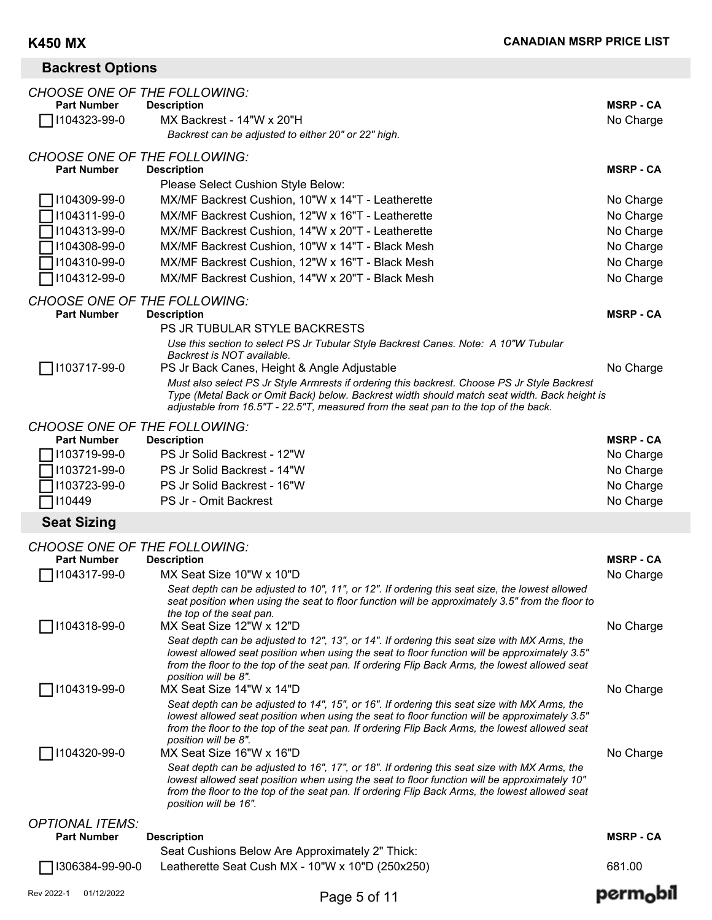## Backrest Options

*CHOOSE ONE OF THE FOLLOWING:*

| Part Number | Description | MSRP - CA |
|---|---|---|
| ☐ I104323-99-0 | MX Backrest - 14"W x 20"H<br>*Backrest can be adjusted to either 20" or 22" high.* | No Charge |

*CHOOSE ONE OF THE FOLLOWING:*

| Part Number | Description | MSRP - CA |
|---|---|---|
| | Please Select Cushion Style Below: | |
| ☐ I104309-99-0 | MX/MF Backrest Cushion, 10"W x 14"T - Leatherette | No Charge |
| ☐ I104311-99-0 | MX/MF Backrest Cushion, 12"W x 16"T - Leatherette | No Charge |
| ☐ I104313-99-0 | MX/MF Backrest Cushion, 14"W x 20"T - Leatherette | No Charge |
| ☐ I104308-99-0 | MX/MF Backrest Cushion, 10"W x 14"T - Black Mesh | No Charge |
| ☐ I104310-99-0 | MX/MF Backrest Cushion, 12"W x 16"T - Black Mesh | No Charge |
| ☐ I104312-99-0 | MX/MF Backrest Cushion, 14"W x 20"T - Black Mesh | No Charge |

*CHOOSE ONE OF THE FOLLOWING:*

| Part Number | Description | MSRP - CA |
|---|---|---|
| | PS JR TUBULAR STYLE BACKRESTS<br>*Use this section to select PS Jr Tubular Style Backrest Canes. Note: A 10"W Tubular Backrest is NOT available.* | |
| ☐ I103717-99-0 | PS Jr Back Canes, Height & Angle Adjustable<br>*Must also select PS Jr Style Armrests if ordering this backrest. Choose PS Jr Style Backrest Type (Metal Back or Omit Back) below. Backrest width should match seat width. Back height is adjustable from 16.5"T - 22.5"T, measured from the seat pan to the top of the back.* | No Charge |

*CHOOSE ONE OF THE FOLLOWING:*

| Part Number | Description | MSRP - CA |
|---|---|---|
| ☐ I103719-99-0 | PS Jr Solid Backrest - 12"W | No Charge |
| ☐ I103721-99-0 | PS Jr Solid Backrest - 14"W | No Charge |
| ☐ I103723-99-0 | PS Jr Solid Backrest - 16"W | No Charge |
| ☐ I10449 | PS Jr - Omit Backrest | No Charge |

## Seat Sizing

*CHOOSE ONE OF THE FOLLOWING:*

| Part Number | Description | MSRP - CA |
|---|---|---|
| ☐ I104317-99-0 | MX Seat Size 10"W x 10"D<br>*Seat depth can be adjusted to 10", 11", or 12". If ordering this seat size, the lowest allowed seat position when using the seat to floor function will be approximately 3.5" from the floor to the top of the seat pan.* | No Charge |
| ☐ I104318-99-0 | MX Seat Size 12"W x 12"D<br>*Seat depth can be adjusted to 12", 13", or 14". If ordering this seat size with MX Arms, the lowest allowed seat position when using the seat to floor function will be approximately 3.5" from the floor to the top of the seat pan. If ordering Flip Back Arms, the lowest allowed seat position will be 8".* | No Charge |
| ☐ I104319-99-0 | MX Seat Size 14"W x 14"D<br>*Seat depth can be adjusted to 14", 15", or 16". If ordering this seat size with MX Arms, the lowest allowed seat position when using the seat to floor function will be approximately 3.5" from the floor to the top of the seat pan. If ordering Flip Back Arms, the lowest allowed seat position will be 8".* | No Charge |
| ☐ I104320-99-0 | MX Seat Size 16"W x 16"D<br>*Seat depth can be adjusted to 16", 17", or 18". If ordering this seat size with MX Arms, the lowest allowed seat position when using the seat to floor function will be approximately 10" from the floor to the top of the seat pan. If ordering Flip Back Arms, the lowest allowed seat position will be 16".* | No Charge |

*OPTIONAL ITEMS:*

| Part Number | Description | MSRP - CA |
|---|---|---|
| | Seat Cushions Below Are Approximately 2" Thick: | |
| ☐ I306384-99-90-0 | Leatherette Seat Cush MX - 10"W x 10"D (250x250) | 681.00 |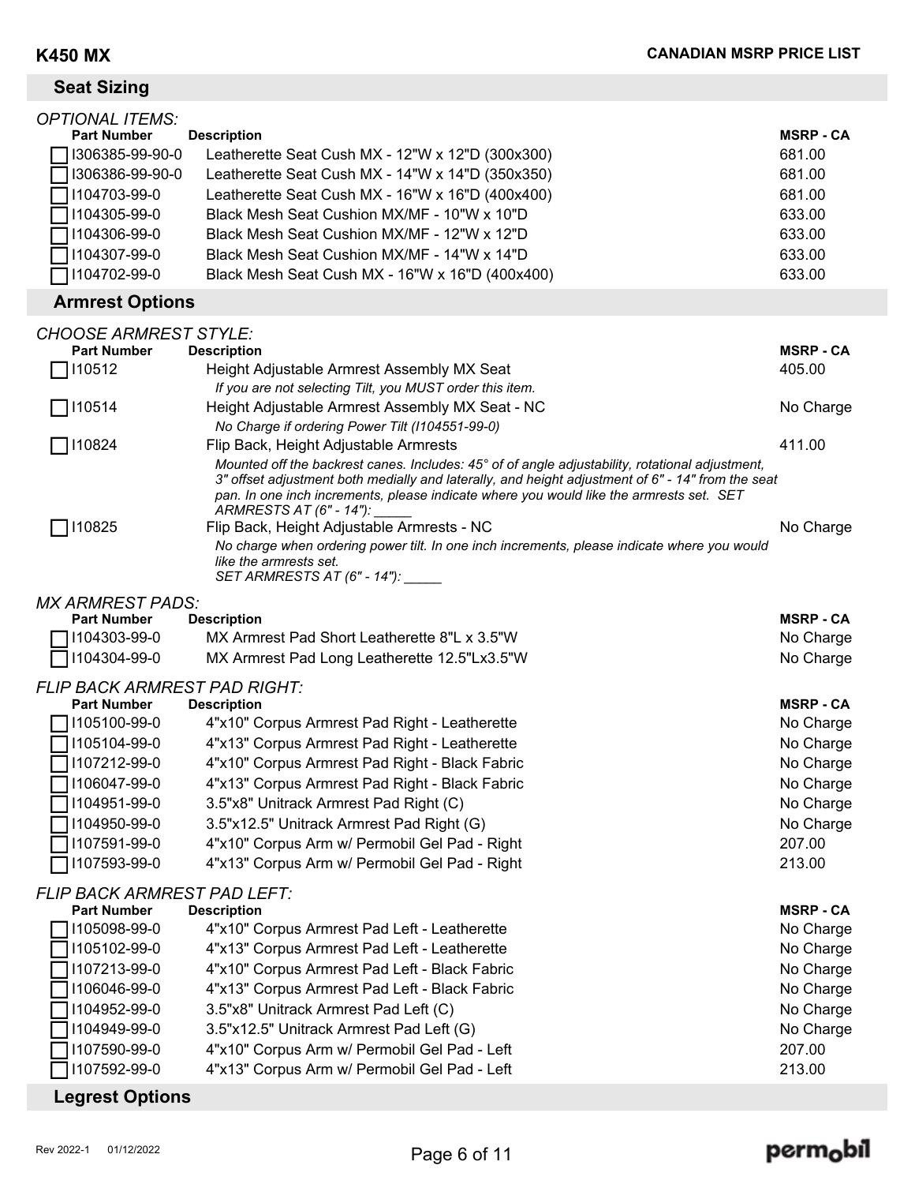## Seat Sizing

*OPTIONAL ITEMS:*

| Part Number | Description | MSRP - CA |
|---|---|---|
| ☐ I306385-99-90-0 | Leatherette Seat Cush MX - 12"W x 12"D (300x300) | 681.00 |
| ☐ I306386-99-90-0 | Leatherette Seat Cush MX - 14"W x 14"D (350x350) | 681.00 |
| ☐ I104703-99-0 | Leatherette Seat Cush MX - 16"W x 16"D (400x400) | 681.00 |
| ☐ I104305-99-0 | Black Mesh Seat Cushion MX/MF - 10"W x 10"D | 633.00 |
| ☐ I104306-99-0 | Black Mesh Seat Cushion MX/MF - 12"W x 12"D | 633.00 |
| ☐ I104307-99-0 | Black Mesh Seat Cushion MX/MF - 14"W x 14"D | 633.00 |
| ☐ I104702-99-0 | Black Mesh Seat Cush MX - 16"W x 16"D (400x400) | 633.00 |

## Armrest Options

*CHOOSE ARMREST STYLE:*

| Part Number | Description | MSRP - CA |
|---|---|---|
| ☐ I10512 | Height Adjustable Armrest Assembly MX Seat<br>*If you are not selecting Tilt, you MUST order this item.* | 405.00 |
| ☐ I10514 | Height Adjustable Armrest Assembly MX Seat - NC<br>*No Charge if ordering Power Tilt (I104551-99-0)* | No Charge |
| ☐ I10824 | Flip Back, Height Adjustable Armrests<br>*Mounted off the backrest canes. Includes: 45° of of angle adjustability, rotational adjustment, 3" offset adjustment both medially and laterally, and height adjustment of 6" - 14" from the seat pan. In one inch increments, please indicate where you would like the armrests set. SET ARMRESTS AT (6" - 14"): _____* | 411.00 |
| ☐ I10825 | Flip Back, Height Adjustable Armrests - NC<br>*No charge when ordering power tilt. In one inch increments, please indicate where you would like the armrests set.<br>SET ARMRESTS AT (6" - 14"): _____* | No Charge |

*MX ARMREST PADS:*

| Part Number | Description | MSRP - CA |
|---|---|---|
| ☐ I104303-99-0 | MX Armrest Pad Short Leatherette 8"L x 3.5"W | No Charge |
| ☐ I104304-99-0 | MX Armrest Pad Long Leatherette 12.5"Lx3.5"W | No Charge |

*FLIP BACK ARMREST PAD RIGHT:*

| Part Number | Description | MSRP - CA |
|---|---|---|
| ☐ I105100-99-0 | 4"x10" Corpus Armrest Pad Right - Leatherette | No Charge |
| ☐ I105104-99-0 | 4"x13" Corpus Armrest Pad Right - Leatherette | No Charge |
| ☐ I107212-99-0 | 4"x10" Corpus Armrest Pad Right - Black Fabric | No Charge |
| ☐ I106047-99-0 | 4"x13" Corpus Armrest Pad Right - Black Fabric | No Charge |
| ☐ I104951-99-0 | 3.5"x8" Unitrack Armrest Pad Right (C) | No Charge |
| ☐ I104950-99-0 | 3.5"x12.5" Unitrack Armrest Pad Right (G) | No Charge |
| ☐ I107591-99-0 | 4"x10" Corpus Arm w/ Permobil Gel Pad - Right | 207.00 |
| ☐ I107593-99-0 | 4"x13" Corpus Arm w/ Permobil Gel Pad - Right | 213.00 |

*FLIP BACK ARMREST PAD LEFT:*

| Part Number | Description | MSRP - CA |
|---|---|---|
| ☐ I105098-99-0 | 4"x10" Corpus Armrest Pad Left - Leatherette | No Charge |
| ☐ I105102-99-0 | 4"x13" Corpus Armrest Pad Left - Leatherette | No Charge |
| ☐ I107213-99-0 | 4"x10" Corpus Armrest Pad Left - Black Fabric | No Charge |
| ☐ I106046-99-0 | 4"x13" Corpus Armrest Pad Left - Black Fabric | No Charge |
| ☐ I104952-99-0 | 3.5"x8" Unitrack Armrest Pad Left (C) | No Charge |
| ☐ I104949-99-0 | 3.5"x12.5" Unitrack Armrest Pad Left (G) | No Charge |
| ☐ I107590-99-0 | 4"x10" Corpus Arm w/ Permobil Gel Pad - Left | 207.00 |
| ☐ I107592-99-0 | 4"x13" Corpus Arm w/ Permobil Gel Pad - Left | 213.00 |

## Legrest Options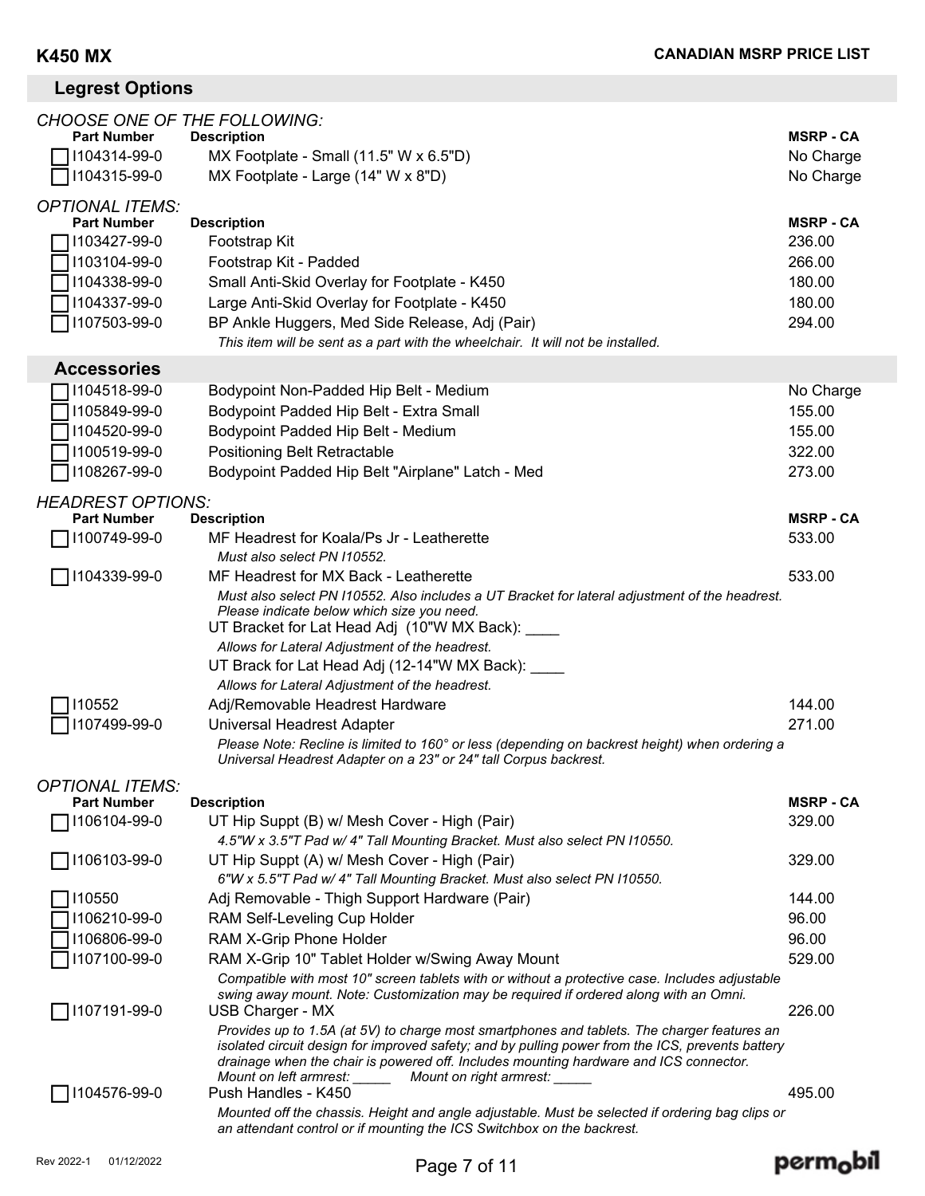## Legrest Options

*CHOOSE ONE OF THE FOLLOWING:*

| Part Number | Description | MSRP - CA |
|---|---|---|
| I104314-99-0 | MX Footplate - Small (11.5" W x 6.5"D) | No Charge |
| I104315-99-0 | MX Footplate - Large (14" W x 8"D) | No Charge |

*OPTIONAL ITEMS:*

| Part Number | Description | MSRP - CA |
|---|---|---|
| I103427-99-0 | Footstrap Kit | 236.00 |
| I103104-99-0 | Footstrap Kit - Padded | 266.00 |
| I104338-99-0 | Small Anti-Skid Overlay for Footplate - K450 | 180.00 |
| I104337-99-0 | Large Anti-Skid Overlay for Footplate - K450 | 180.00 |
| I107503-99-0 | BP Ankle Huggers, Med Side Release, Adj (Pair)<br>*This item will be sent as a part with the wheelchair. It will not be installed.* | 294.00 |

## Accessories

| Part Number | Description | MSRP - CA |
|---|---|---|
| I104518-99-0 | Bodypoint Non-Padded Hip Belt - Medium | No Charge |
| I105849-99-0 | Bodypoint Padded Hip Belt - Extra Small | 155.00 |
| I104520-99-0 | Bodypoint Padded Hip Belt - Medium | 155.00 |
| I100519-99-0 | Positioning Belt Retractable | 322.00 |
| I108267-99-0 | Bodypoint Padded Hip Belt "Airplane" Latch - Med | 273.00 |

*HEADREST OPTIONS:*

| Part Number | Description | MSRP - CA |
|---|---|---|
| I100749-99-0 | MF Headrest for Koala/Ps Jr - Leatherette<br>*Must also select PN I10552.* | 533.00 |
| I104339-99-0 | MF Headrest for MX Back - Leatherette<br>*Must also select PN I10552. Also includes a UT Bracket for lateral adjustment of the headrest. Please indicate below which size you need.*<br>UT Bracket for Lat Head Adj (10"W MX Back): ____<br>*Allows for Lateral Adjustment of the headrest.*<br>UT Brack for Lat Head Adj (12-14"W MX Back): ____<br>*Allows for Lateral Adjustment of the headrest.* | 533.00 |
| I10552 | Adj/Removable Headrest Hardware | 144.00 |
| I107499-99-0 | Universal Headrest Adapter<br>*Please Note: Recline is limited to 160° or less (depending on backrest height) when ordering a Universal Headrest Adapter on a 23" or 24" tall Corpus backrest.* | 271.00 |

*OPTIONAL ITEMS:*

| Part Number | Description | MSRP - CA |
|---|---|---|
| I106104-99-0 | UT Hip Suppt (B) w/ Mesh Cover - High (Pair)<br>*4.5"W x 3.5"T Pad w/ 4" Tall Mounting Bracket. Must also select PN I10550.* | 329.00 |
| I106103-99-0 | UT Hip Suppt (A) w/ Mesh Cover - High (Pair)<br>*6"W x 5.5"T Pad w/ 4" Tall Mounting Bracket. Must also select PN I10550.* | 329.00 |
| I10550 | Adj Removable - Thigh Support Hardware (Pair) | 144.00 |
| I106210-99-0 | RAM Self-Leveling Cup Holder | 96.00 |
| I106806-99-0 | RAM X-Grip Phone Holder | 96.00 |
| I107100-99-0 | RAM X-Grip 10" Tablet Holder w/Swing Away Mount<br>*Compatible with most 10" screen tablets with or without a protective case. Includes adjustable swing away mount. Note: Customization may be required if ordered along with an Omni.* | 529.00 |
| I107191-99-0 | USB Charger - MX<br>*Provides up to 1.5A (at 5V) to charge most smartphones and tablets. The charger features an isolated circuit design for improved safety; and by pulling power from the ICS, prevents battery drainage when the chair is powered off. Includes mounting hardware and ICS connector.*<br>*Mount on left armrest: _____ Mount on right armrest: _____* | 226.00 |
| I104576-99-0 | Push Handles - K450<br>*Mounted off the chassis. Height and angle adjustable. Must be selected if ordering bag clips or an attendant control or if mounting the ICS Switchbox on the backrest.* | 495.00 |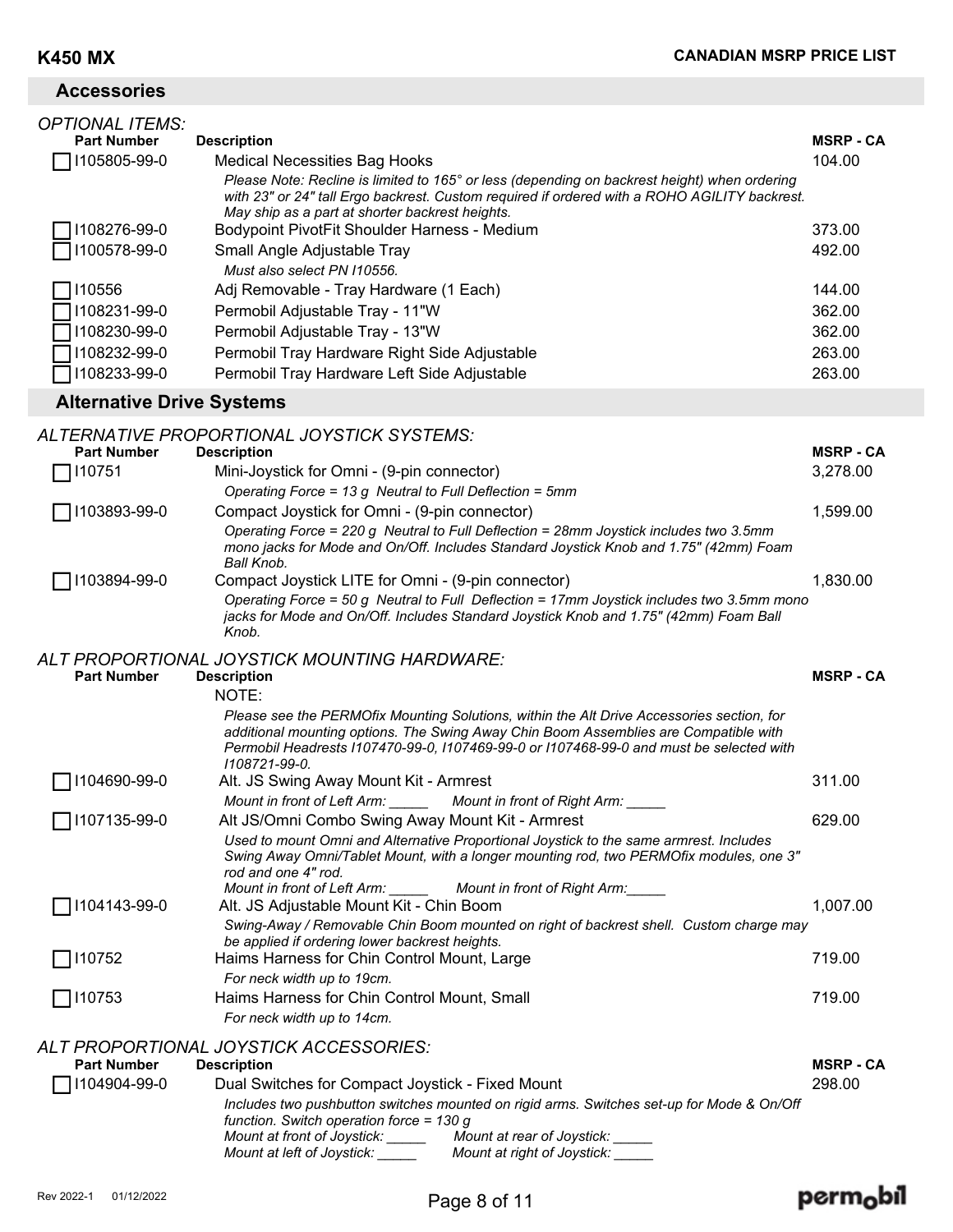## Accessories

*OPTIONAL ITEMS:*

| Part Number | Description | MSRP - CA |
|---|---|---|
| ☐ I105805-99-0 | Medical Necessities Bag Hooks<br>*Please Note: Recline is limited to 165° or less (depending on backrest height) when ordering with 23" or 24" tall Ergo backrest. Custom required if ordered with a ROHO AGILITY backrest. May ship as a part at shorter backrest heights.* | 104.00 |
| ☐ I108276-99-0 | Bodypoint PivotFit Shoulder Harness - Medium | 373.00 |
| ☐ I100578-99-0 | Small Angle Adjustable Tray<br>*Must also select PN I10556.* | 492.00 |
| ☐ I10556 | Adj Removable - Tray Hardware (1 Each) | 144.00 |
| ☐ I108231-99-0 | Permobil Adjustable Tray - 11"W | 362.00 |
| ☐ I108230-99-0 | Permobil Adjustable Tray - 13"W | 362.00 |
| ☐ I108232-99-0 | Permobil Tray Hardware Right Side Adjustable | 263.00 |
| ☐ I108233-99-0 | Permobil Tray Hardware Left Side Adjustable | 263.00 |

## Alternative Drive Systems

*ALTERNATIVE PROPORTIONAL JOYSTICK SYSTEMS:*

| Part Number | Description | MSRP - CA |
|---|---|---|
| ☐ I10751 | Mini-Joystick for Omni - (9-pin connector)<br>*Operating Force = 13 g Neutral to Full Deflection = 5mm* | 3,278.00 |
| ☐ I103893-99-0 | Compact Joystick for Omni - (9-pin connector)<br>*Operating Force = 220 g Neutral to Full Deflection = 28mm Joystick includes two 3.5mm mono jacks for Mode and On/Off. Includes Standard Joystick Knob and 1.75" (42mm) Foam Ball Knob.* | 1,599.00 |
| ☐ I103894-99-0 | Compact Joystick LITE for Omni - (9-pin connector)<br>*Operating Force = 50 g Neutral to Full Deflection = 17mm Joystick includes two 3.5mm mono jacks for Mode and On/Off. Includes Standard Joystick Knob and 1.75" (42mm) Foam Ball Knob.* | 1,830.00 |

*ALT PROPORTIONAL JOYSTICK MOUNTING HARDWARE:*

| Part Number | Description | MSRP - CA |
|---|---|---|
| | NOTE:<br>*Please see the PERMOfix Mounting Solutions, within the Alt Drive Accessories section, for additional mounting options. The Swing Away Chin Boom Assemblies are Compatible with Permobil Headrests I107470-99-0, I107469-99-0 or I107468-99-0 and must be selected with I108721-99-0.* | |
| ☐ I104690-99-0 | Alt. JS Swing Away Mount Kit - Armrest<br>*Mount in front of Left Arm: _____ Mount in front of Right Arm: _____* | 311.00 |
| ☐ I107135-99-0 | Alt JS/Omni Combo Swing Away Mount Kit - Armrest<br>*Used to mount Omni and Alternative Proportional Joystick to the same armrest. Includes Swing Away Omni/Tablet Mount, with a longer mounting rod, two PERMOfix modules, one 3" rod and one 4" rod.*<br>*Mount in front of Left Arm: _____ Mount in front of Right Arm:_____* | 629.00 |
| ☐ I104143-99-0 | Alt. JS Adjustable Mount Kit - Chin Boom<br>*Swing-Away / Removable Chin Boom mounted on right of backrest shell. Custom charge may be applied if ordering lower backrest heights.* | 1,007.00 |
| ☐ I10752 | Haims Harness for Chin Control Mount, Large<br>*For neck width up to 19cm.* | 719.00 |
| ☐ I10753 | Haims Harness for Chin Control Mount, Small<br>*For neck width up to 14cm.* | 719.00 |

*ALT PROPORTIONAL JOYSTICK ACCESSORIES:*

| Part Number | Description | MSRP - CA |
|---|---|---|
| ☐ I104904-99-0 | Dual Switches for Compact Joystick - Fixed Mount<br>*Includes two pushbutton switches mounted on rigid arms. Switches set-up for Mode & On/Off function. Switch operation force = 130 g*<br>*Mount at front of Joystick: _____ Mount at rear of Joystick: _____*<br>*Mount at left of Joystick: _____ Mount at right of Joystick: _____* | 298.00 |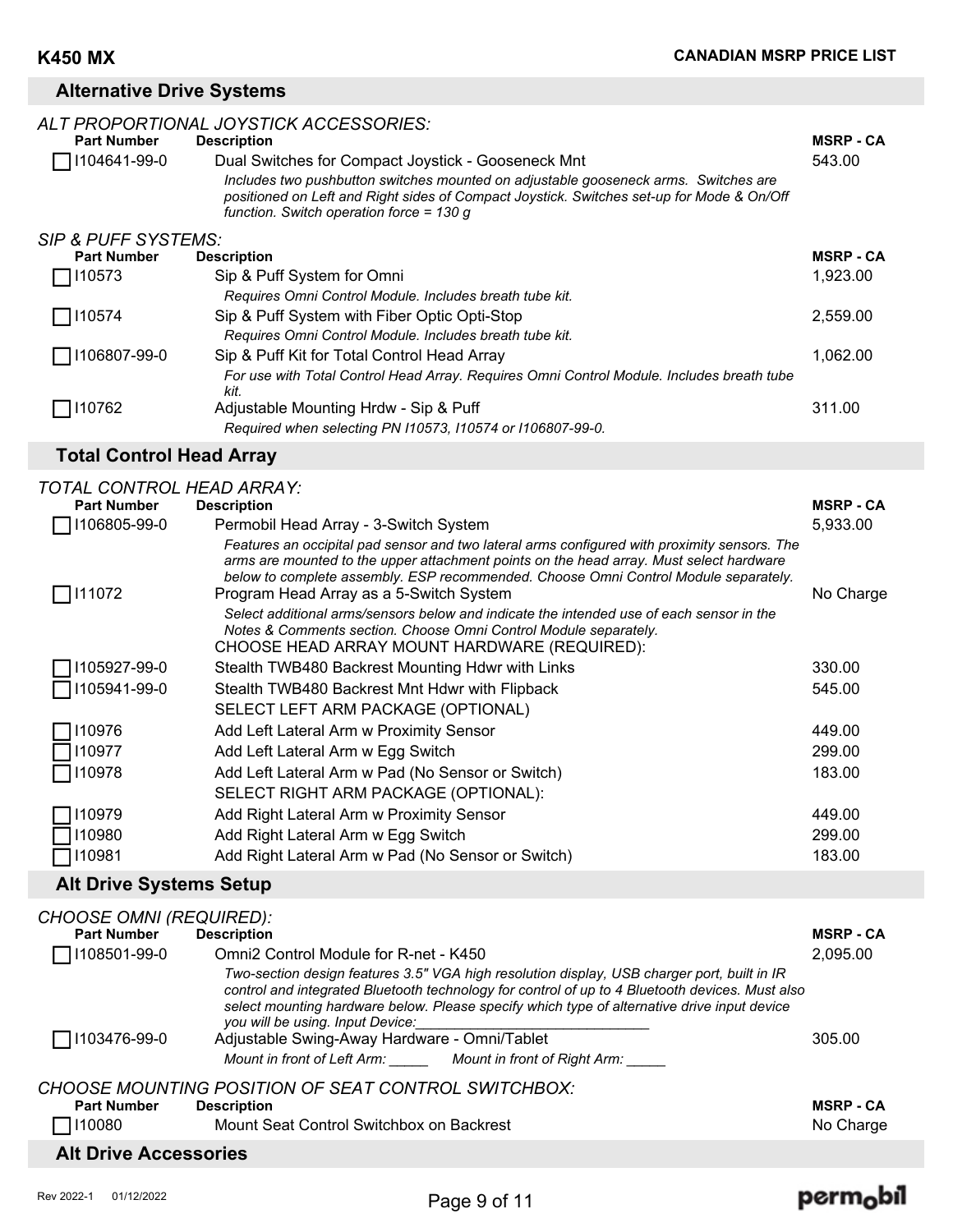## Alternative Drive Systems

*ALT PROPORTIONAL JOYSTICK ACCESSORIES:*

| Part Number | Description | MSRP - CA |
|---|---|---|
| ☐ I104641-99-0 | Dual Switches for Compact Joystick - Gooseneck Mnt<br>*Includes two pushbutton switches mounted on adjustable gooseneck arms. Switches are positioned on Left and Right sides of Compact Joystick. Switches set-up for Mode & On/Off function. Switch operation force = 130 g* | 543.00 |

*SIP & PUFF SYSTEMS:*

| Part Number | Description | MSRP - CA |
|---|---|---|
| ☐ I10573 | Sip & Puff System for Omni<br>*Requires Omni Control Module. Includes breath tube kit.* | 1,923.00 |
| ☐ I10574 | Sip & Puff System with Fiber Optic Opti-Stop<br>*Requires Omni Control Module. Includes breath tube kit.* | 2,559.00 |
| ☐ I106807-99-0 | Sip & Puff Kit for Total Control Head Array<br>*For use with Total Control Head Array. Requires Omni Control Module. Includes breath tube kit.* | 1,062.00 |
| ☐ I10762 | Adjustable Mounting Hrdw - Sip & Puff<br>*Required when selecting PN I10573, I10574 or I106807-99-0.* | 311.00 |

## Total Control Head Array

*TOTAL CONTROL HEAD ARRAY:*

| Part Number | Description | MSRP - CA |
|---|---|---|
| ☐ I106805-99-0 | Permobil Head Array - 3-Switch System<br>*Features an occipital pad sensor and two lateral arms configured with proximity sensors. The arms are mounted to the upper attachment points on the head array. Must select hardware below to complete assembly. ESP recommended. Choose Omni Control Module separately.* | 5,933.00 |
| ☐ I11072 | Program Head Array as a 5-Switch System<br>*Select additional arms/sensors below and indicate the intended use of each sensor in the Notes & Comments section. Choose Omni Control Module separately.* | No Charge |
| | CHOOSE HEAD ARRAY MOUNT HARDWARE (REQUIRED): | |
| ☐ I105927-99-0 | Stealth TWB480 Backrest Mounting Hdwr with Links | 330.00 |
| ☐ I105941-99-0 | Stealth TWB480 Backrest Mnt Hdwr with Flipback | 545.00 |
| | SELECT LEFT ARM PACKAGE (OPTIONAL) | |
| ☐ I10976 | Add Left Lateral Arm w Proximity Sensor | 449.00 |
| ☐ I10977 | Add Left Lateral Arm w Egg Switch | 299.00 |
| ☐ I10978 | Add Left Lateral Arm w Pad (No Sensor or Switch) | 183.00 |
| | SELECT RIGHT ARM PACKAGE (OPTIONAL): | |
| ☐ I10979 | Add Right Lateral Arm w Proximity Sensor | 449.00 |
| ☐ I10980 | Add Right Lateral Arm w Egg Switch | 299.00 |
| ☐ I10981 | Add Right Lateral Arm w Pad (No Sensor or Switch) | 183.00 |

## Alt Drive Systems Setup

*CHOOSE OMNI (REQUIRED):*

| Part Number | Description | MSRP - CA |
|---|---|---|
| ☐ I108501-99-0 | Omni2 Control Module for R-net - K450<br>*Two-section design features 3.5" VGA high resolution display, USB charger port, built in IR control and integrated Bluetooth technology for control of up to 4 Bluetooth devices. Must also select mounting hardware below. Please specify which type of alternative drive input device you will be using. Input Device:____________________________* | 2,095.00 |
| ☐ I103476-99-0 | Adjustable Swing-Away Hardware - Omni/Tablet<br>*Mount in front of Left Arm: _____ Mount in front of Right Arm: _____* | 305.00 |

*CHOOSE MOUNTING POSITION OF SEAT CONTROL SWITCHBOX:*

| Part Number | Description | MSRP - CA |
|---|---|---|
| ☐ I10080 | Mount Seat Control Switchbox on Backrest | No Charge |

## Alt Drive Accessories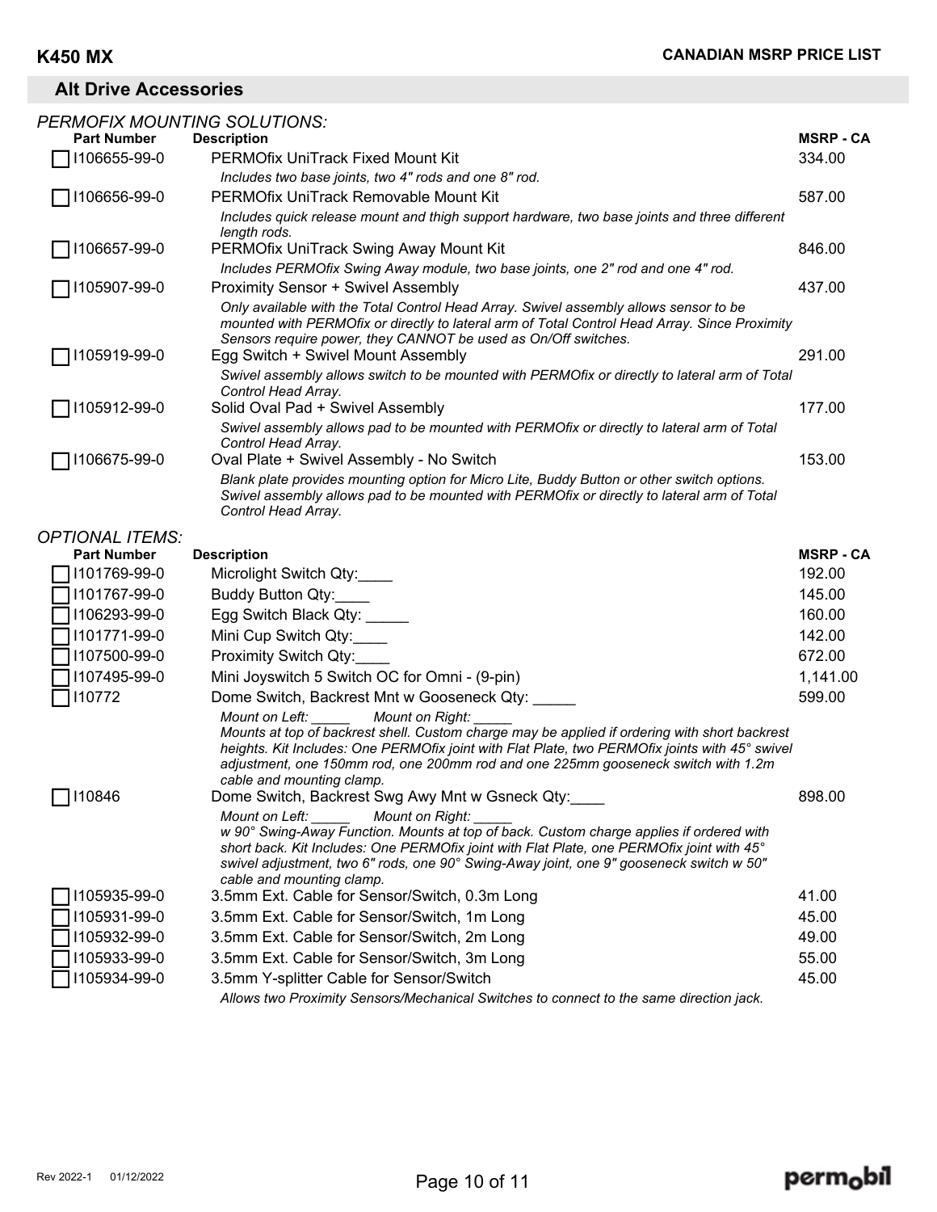## Alt Drive Accessories

*PERMOFIX MOUNTING SOLUTIONS:*

| Part Number | Description | MSRP - CA |
|---|---|---|
| ☐ I106655-99-0 | PERMOfix UniTrack Fixed Mount Kit<br>*Includes two base joints, two 4" rods and one 8" rod.* | 334.00 |
| ☐ I106656-99-0 | PERMOfix UniTrack Removable Mount Kit<br>*Includes quick release mount and thigh support hardware, two base joints and three different length rods.* | 587.00 |
| ☐ I106657-99-0 | PERMOfix UniTrack Swing Away Mount Kit<br>*Includes PERMOfix Swing Away module, two base joints, one 2" rod and one 4" rod.* | 846.00 |
| ☐ I105907-99-0 | Proximity Sensor + Swivel Assembly<br>*Only available with the Total Control Head Array. Swivel assembly allows sensor to be mounted with PERMOfix or directly to lateral arm of Total Control Head Array. Since Proximity Sensors require power, they CANNOT be used as On/Off switches.* | 437.00 |
| ☐ I105919-99-0 | Egg Switch + Swivel Mount Assembly<br>*Swivel assembly allows switch to be mounted with PERMOfix or directly to lateral arm of Total Control Head Array.* | 291.00 |
| ☐ I105912-99-0 | Solid Oval Pad + Swivel Assembly<br>*Swivel assembly allows pad to be mounted with PERMOfix or directly to lateral arm of Total Control Head Array.* | 177.00 |
| ☐ I106675-99-0 | Oval Plate + Swivel Assembly - No Switch<br>*Blank plate provides mounting option for Micro Lite, Buddy Button or other switch options. Swivel assembly allows pad to be mounted with PERMOfix or directly to lateral arm of Total Control Head Array.* | 153.00 |

*OPTIONAL ITEMS:*

| Part Number | Description | MSRP - CA |
|---|---|---|
| ☐ I101769-99-0 | Microlight Switch Qty:____ | 192.00 |
| ☐ I101767-99-0 | Buddy Button Qty:____ | 145.00 |
| ☐ I106293-99-0 | Egg Switch Black Qty: _____ | 160.00 |
| ☐ I101771-99-0 | Mini Cup Switch Qty:____ | 142.00 |
| ☐ I107500-99-0 | Proximity Switch Qty:____ | 672.00 |
| ☐ I107495-99-0 | Mini Joyswitch 5 Switch OC for Omni - (9-pin) | 1,141.00 |
| ☐ I10772 | Dome Switch, Backrest Mnt w Gooseneck Qty: _____<br>*Mount on Left: _____ Mount on Right: _____*<br>*Mounts at top of backrest shell. Custom charge may be applied if ordering with short backrest heights. Kit Includes: One PERMOfix joint with Flat Plate, two PERMOfix joints with 45° swivel adjustment, one 150mm rod, one 200mm rod and one 225mm gooseneck switch with 1.2m cable and mounting clamp.* | 599.00 |
| ☐ I10846 | Dome Switch, Backrest Swg Awy Mnt w Gsneck Qty:____<br>*Mount on Left: _____ Mount on Right: _____*<br>*w 90° Swing-Away Function. Mounts at top of back. Custom charge applies if ordered with short back. Kit Includes: One PERMOfix joint with Flat Plate, one PERMOfix joint with 45° swivel adjustment, two 6" rods, one 90° Swing-Away joint, one 9" gooseneck switch w 50" cable and mounting clamp.* | 898.00 |
| ☐ I105935-99-0 | 3.5mm Ext. Cable for Sensor/Switch, 0.3m Long | 41.00 |
| ☐ I105931-99-0 | 3.5mm Ext. Cable for Sensor/Switch, 1m Long | 45.00 |
| ☐ I105932-99-0 | 3.5mm Ext. Cable for Sensor/Switch, 2m Long | 49.00 |
| ☐ I105933-99-0 | 3.5mm Ext. Cable for Sensor/Switch, 3m Long | 55.00 |
| ☐ I105934-99-0 | 3.5mm Y-splitter Cable for Sensor/Switch<br>*Allows two Proximity Sensors/Mechanical Switches to connect to the same direction jack.* | 45.00 |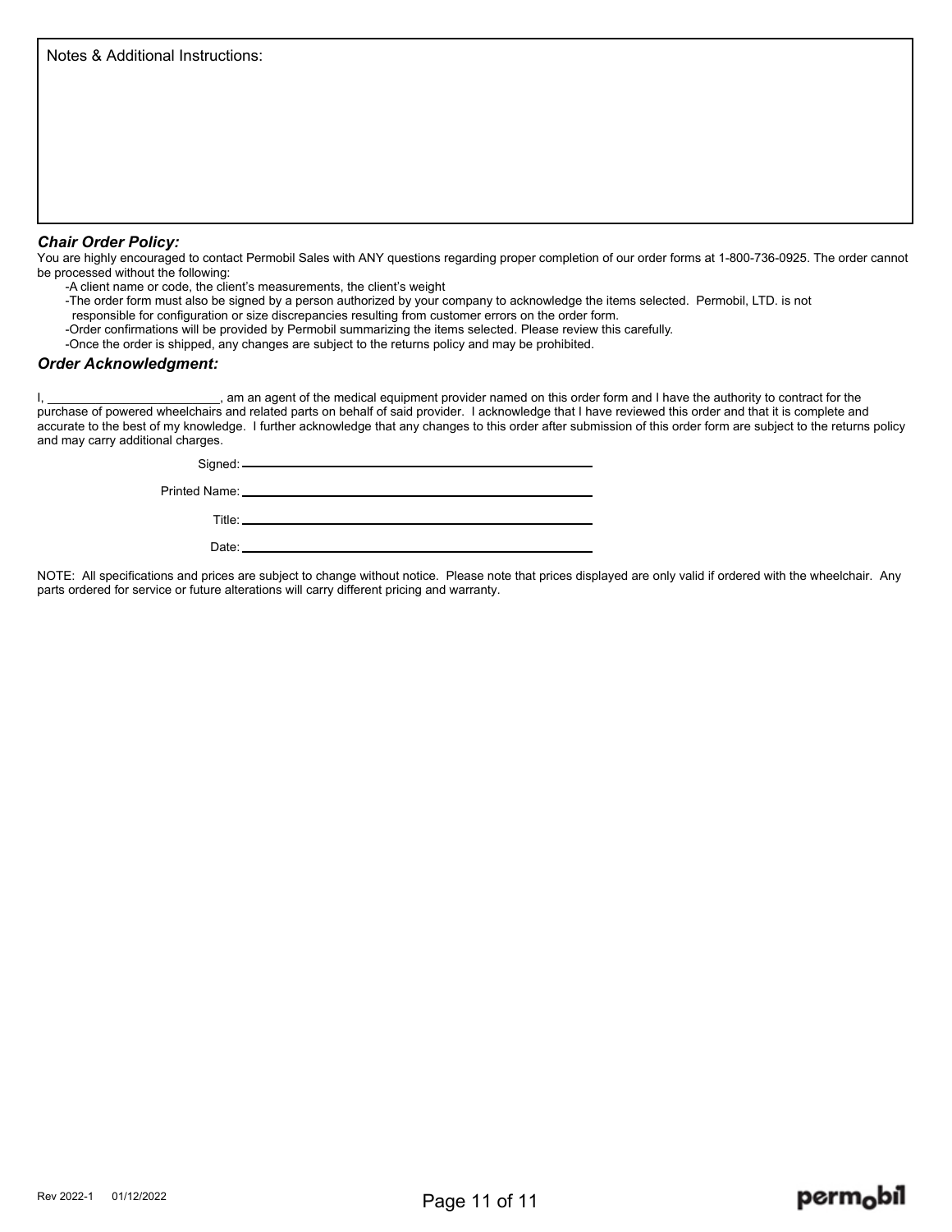Notes & Additional Instructions:

### *Chair Order Policy:*

You are highly encouraged to contact Permobil Sales with ANY questions regarding proper completion of our order forms at 1-800-736-0925. The order cannot be processed without the following:

- A client name or code, the client's measurements, the client's weight
- The order form must also be signed by a person authorized by your company to acknowledge the items selected. Permobil, LTD. is not responsible for configuration or size discrepancies resulting from customer errors on the order form.
- Order confirmations will be provided by Permobil summarizing the items selected. Please review this carefully.
- Once the order is shipped, any changes are subject to the returns policy and may be prohibited.

### *Order Acknowledgment:*

I, _________________________, am an agent of the medical equipment provider named on this order form and I have the authority to contract for the purchase of powered wheelchairs and related parts on behalf of said provider. I acknowledge that I have reviewed this order and that it is complete and accurate to the best of my knowledge. I further acknowledge that any changes to this order after submission of this order form are subject to the returns policy and may carry additional charges.

Signed: ______________________________

Printed Name: ______________________________

Title: ______________________________

Date: ______________________________

NOTE: All specifications and prices are subject to change without notice. Please note that prices displayed are only valid if ordered with the wheelchair. Any parts ordered for service or future alterations will carry different pricing and warranty.

Rev 2022-1 01/12/2022

permobil